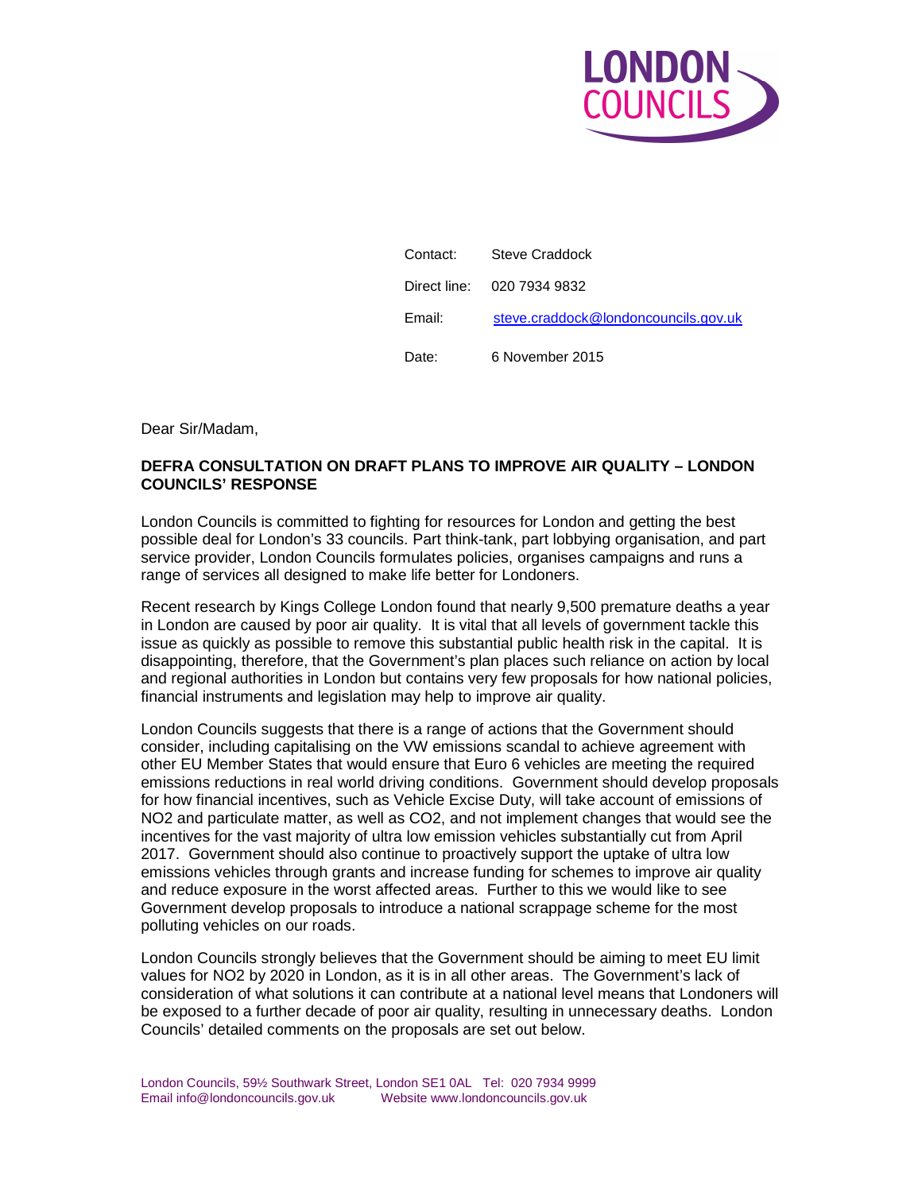LONDON COUNCILS

Contact: Steve Craddock

Direct line: 020 7934 9832

Email: steve.craddock@londoncouncils.gov.uk

Date: 6 November 2015

Dear Sir/Madam,

**DEFRA CONSULTATION ON DRAFT PLANS TO IMPROVE AIR QUALITY – LONDON COUNCILS' RESPONSE**

London Councils is committed to fighting for resources for London and getting the best possible deal for London's 33 councils. Part think-tank, part lobbying organisation, and part service provider, London Councils formulates policies, organises campaigns and runs a range of services all designed to make life better for Londoners.

Recent research by Kings College London found that nearly 9,500 premature deaths a year in London are caused by poor air quality. It is vital that all levels of government tackle this issue as quickly as possible to remove this substantial public health risk in the capital. It is disappointing, therefore, that the Government's plan places such reliance on action by local and regional authorities in London but contains very few proposals for how national policies, financial instruments and legislation may help to improve air quality.

London Councils suggests that there is a range of actions that the Government should consider, including capitalising on the VW emissions scandal to achieve agreement with other EU Member States that would ensure that Euro 6 vehicles are meeting the required emissions reductions in real world driving conditions. Government should develop proposals for how financial incentives, such as Vehicle Excise Duty, will take account of emissions of $NO_2$ and particulate matter, as well as $CO_2$, and not implement changes that would see the incentives for the vast majority of ultra low emission vehicles substantially cut from April 2017. Government should also continue to proactively support the uptake of ultra low emissions vehicles through grants and increase funding for schemes to improve air quality and reduce exposure in the worst affected areas. Further to this we would like to see Government develop proposals to introduce a national scrappage scheme for the most polluting vehicles on our roads.

London Councils strongly believes that the Government should be aiming to meet EU limit values for $NO_2$ by 2020 in London, as it is in all other areas. The Government's lack of consideration of what solutions it can contribute at a national level means that Londoners will be exposed to a further decade of poor air quality, resulting in unnecessary deaths. London Councils' detailed comments on the proposals are set out below.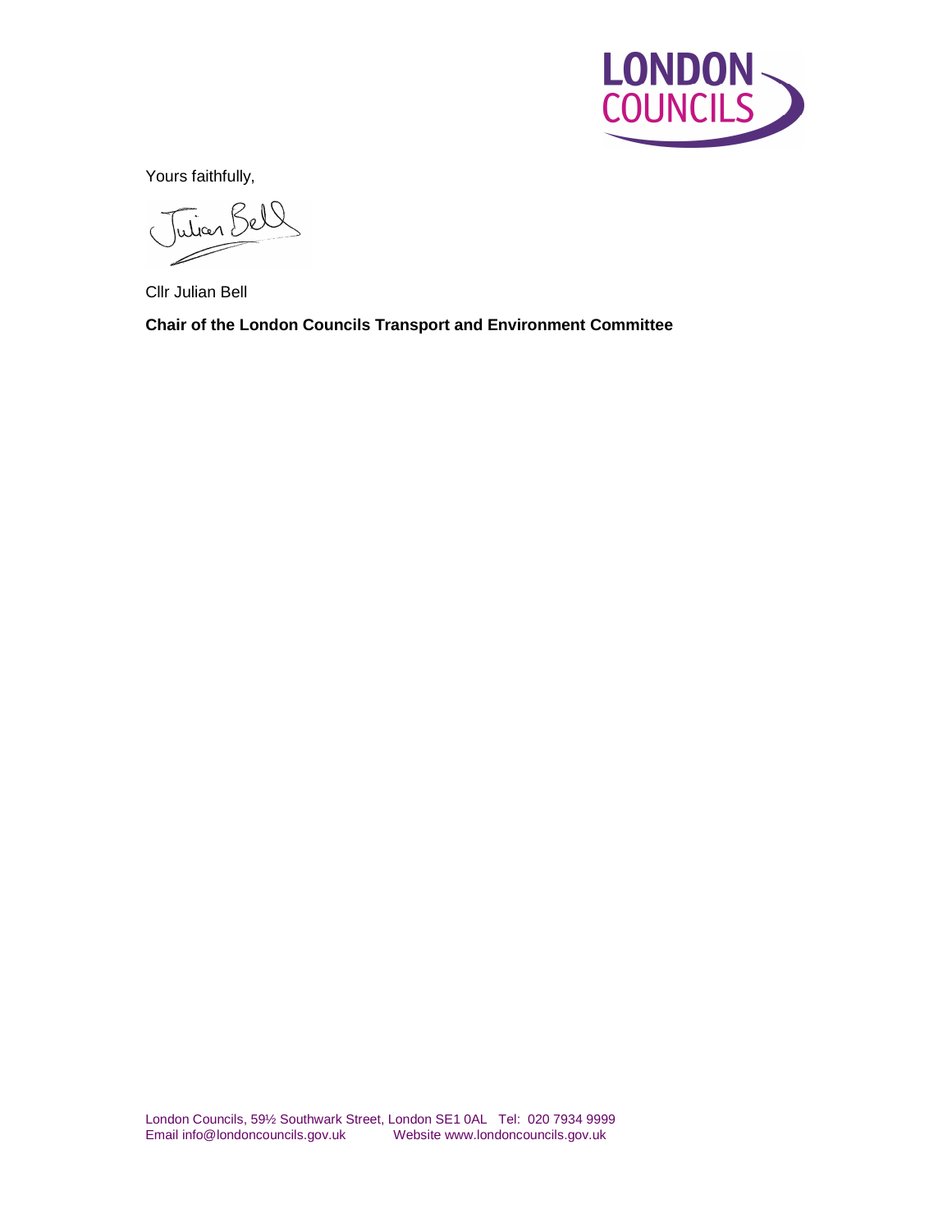Yours faithfully,

Cllr Julian Bell

**Chair of the London Councils Transport and Environment Committee**

London Councils, 59½ Southwark Street, London SE1 0AL Tel: 020 7934 9999
Email info@londoncouncils.gov.uk Website www.londoncouncils.gov.uk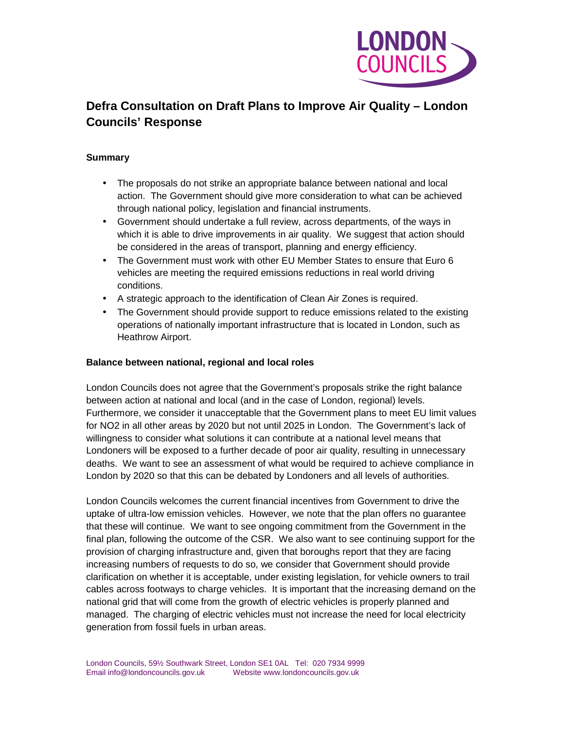# Defra Consultation on Draft Plans to Improve Air Quality – London Councils' Response

### Summary

- The proposals do not strike an appropriate balance between national and local action. The Government should give more consideration to what can be achieved through national policy, legislation and financial instruments.
- Government should undertake a full review, across departments, of the ways in which it is able to drive improvements in air quality. We suggest that action should be considered in the areas of transport, planning and energy efficiency.
- The Government must work with other EU Member States to ensure that Euro 6 vehicles are meeting the required emissions reductions in real world driving conditions.
- A strategic approach to the identification of Clean Air Zones is required.
- The Government should provide support to reduce emissions related to the existing operations of nationally important infrastructure that is located in London, such as Heathrow Airport.

### Balance between national, regional and local roles

London Councils does not agree that the Government's proposals strike the right balance between action at national and local (and in the case of London, regional) levels. Furthermore, we consider it unacceptable that the Government plans to meet EU limit values for NO2 in all other areas by 2020 but not until 2025 in London. The Government's lack of willingness to consider what solutions it can contribute at a national level means that Londoners will be exposed to a further decade of poor air quality, resulting in unnecessary deaths. We want to see an assessment of what would be required to achieve compliance in London by 2020 so that this can be debated by Londoners and all levels of authorities.

London Councils welcomes the current financial incentives from Government to drive the uptake of ultra-low emission vehicles. However, we note that the plan offers no guarantee that these will continue. We want to see ongoing commitment from the Government in the final plan, following the outcome of the CSR. We also want to see continuing support for the provision of charging infrastructure and, given that boroughs report that they are facing increasing numbers of requests to do so, we consider that Government should provide clarification on whether it is acceptable, under existing legislation, for vehicle owners to trail cables across footways to charge vehicles. It is important that the increasing demand on the national grid that will come from the growth of electric vehicles is properly planned and managed. The charging of electric vehicles must not increase the need for local electricity generation from fossil fuels in urban areas.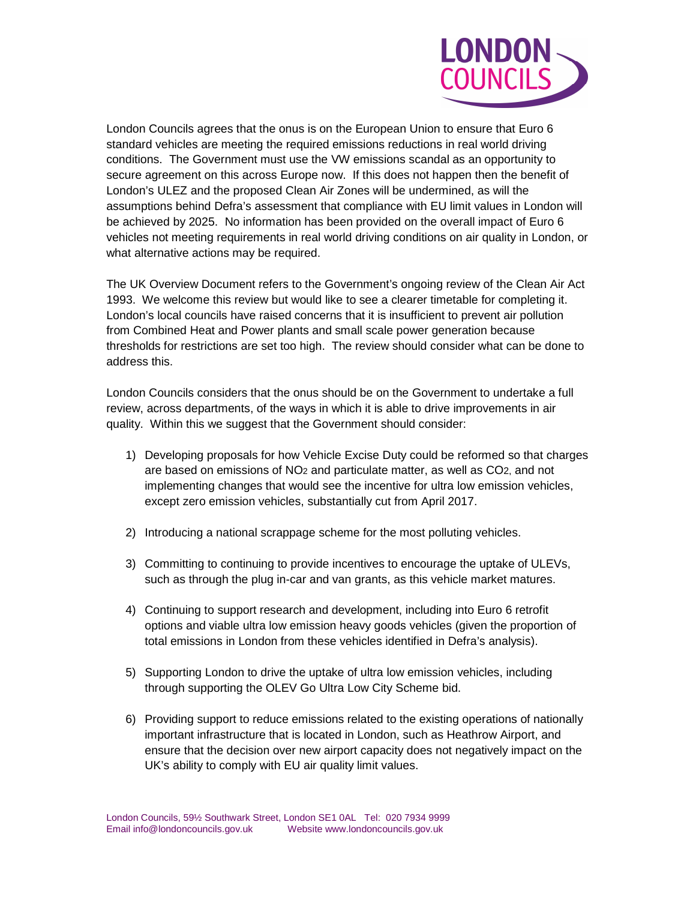London Councils agrees that the onus is on the European Union to ensure that Euro 6 standard vehicles are meeting the required emissions reductions in real world driving conditions. The Government must use the VW emissions scandal as an opportunity to secure agreement on this across Europe now. If this does not happen then the benefit of London's ULEZ and the proposed Clean Air Zones will be undermined, as will the assumptions behind Defra's assessment that compliance with EU limit values in London will be achieved by 2025. No information has been provided on the overall impact of Euro 6 vehicles not meeting requirements in real world driving conditions on air quality in London, or what alternative actions may be required.

The UK Overview Document refers to the Government's ongoing review of the Clean Air Act 1993. We welcome this review but would like to see a clearer timetable for completing it. London's local councils have raised concerns that it is insufficient to prevent air pollution from Combined Heat and Power plants and small scale power generation because thresholds for restrictions are set too high. The review should consider what can be done to address this.

London Councils considers that the onus should be on the Government to undertake a full review, across departments, of the ways in which it is able to drive improvements in air quality. Within this we suggest that the Government should consider:

1) Developing proposals for how Vehicle Excise Duty could be reformed so that charges are based on emissions of $NO_2$ and particulate matter, as well as $CO_2$, and not implementing changes that would see the incentive for ultra low emission vehicles, except zero emission vehicles, substantially cut from April 2017.

2) Introducing a national scrappage scheme for the most polluting vehicles.

3) Committing to continuing to provide incentives to encourage the uptake of ULEVs, such as through the plug in-car and van grants, as this vehicle market matures.

4) Continuing to support research and development, including into Euro 6 retrofit options and viable ultra low emission heavy goods vehicles (given the proportion of total emissions in London from these vehicles identified in Defra's analysis).

5) Supporting London to drive the uptake of ultra low emission vehicles, including through supporting the OLEV Go Ultra Low City Scheme bid.

6) Providing support to reduce emissions related to the existing operations of nationally important infrastructure that is located in London, such as Heathrow Airport, and ensure that the decision over new airport capacity does not negatively impact on the UK's ability to comply with EU air quality limit values.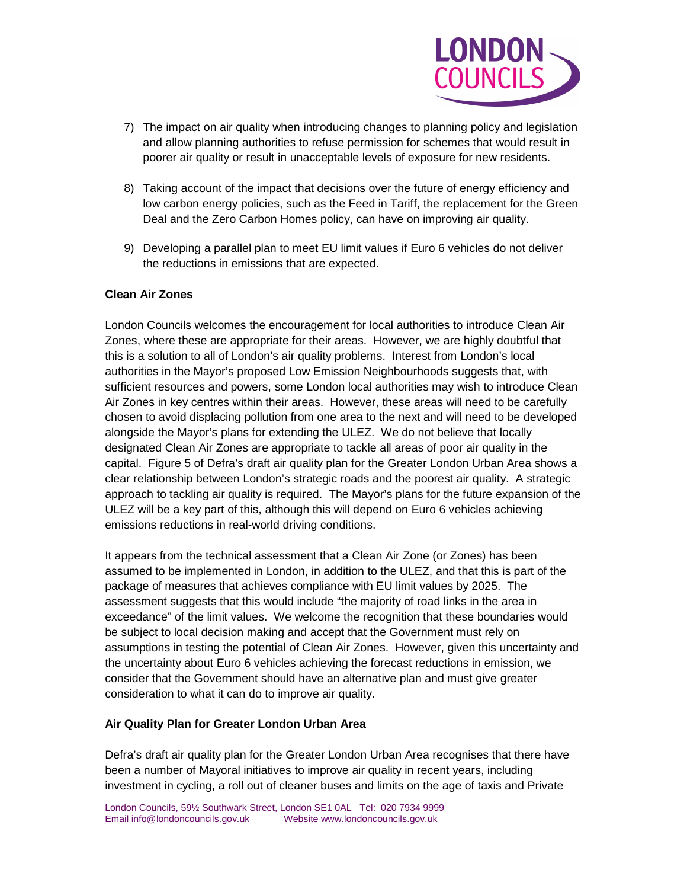7) The impact on air quality when introducing changes to planning policy and legislation and allow planning authorities to refuse permission for schemes that would result in poorer air quality or result in unacceptable levels of exposure for new residents.

8) Taking account of the impact that decisions over the future of energy efficiency and low carbon energy policies, such as the Feed in Tariff, the replacement for the Green Deal and the Zero Carbon Homes policy, can have on improving air quality.

9) Developing a parallel plan to meet EU limit values if Euro 6 vehicles do not deliver the reductions in emissions that are expected.

**Clean Air Zones**

London Councils welcomes the encouragement for local authorities to introduce Clean Air Zones, where these are appropriate for their areas. However, we are highly doubtful that this is a solution to all of London's air quality problems. Interest from London's local authorities in the Mayor's proposed Low Emission Neighbourhoods suggests that, with sufficient resources and powers, some London local authorities may wish to introduce Clean Air Zones in key centres within their areas. However, these areas will need to be carefully chosen to avoid displacing pollution from one area to the next and will need to be developed alongside the Mayor's plans for extending the ULEZ. We do not believe that locally designated Clean Air Zones are appropriate to tackle all areas of poor air quality in the capital. Figure 5 of Defra's draft air quality plan for the Greater London Urban Area shows a clear relationship between London's strategic roads and the poorest air quality. A strategic approach to tackling air quality is required. The Mayor's plans for the future expansion of the ULEZ will be a key part of this, although this will depend on Euro 6 vehicles achieving emissions reductions in real-world driving conditions.

It appears from the technical assessment that a Clean Air Zone (or Zones) has been assumed to be implemented in London, in addition to the ULEZ, and that this is part of the package of measures that achieves compliance with EU limit values by 2025. The assessment suggests that this would include "the majority of road links in the area in exceedance" of the limit values. We welcome the recognition that these boundaries would be subject to local decision making and accept that the Government must rely on assumptions in testing the potential of Clean Air Zones. However, given this uncertainty and the uncertainty about Euro 6 vehicles achieving the forecast reductions in emission, we consider that the Government should have an alternative plan and must give greater consideration to what it can do to improve air quality.

**Air Quality Plan for Greater London Urban Area**

Defra's draft air quality plan for the Greater London Urban Area recognises that there have been a number of Mayoral initiatives to improve air quality in recent years, including investment in cycling, a roll out of cleaner buses and limits on the age of taxis and Private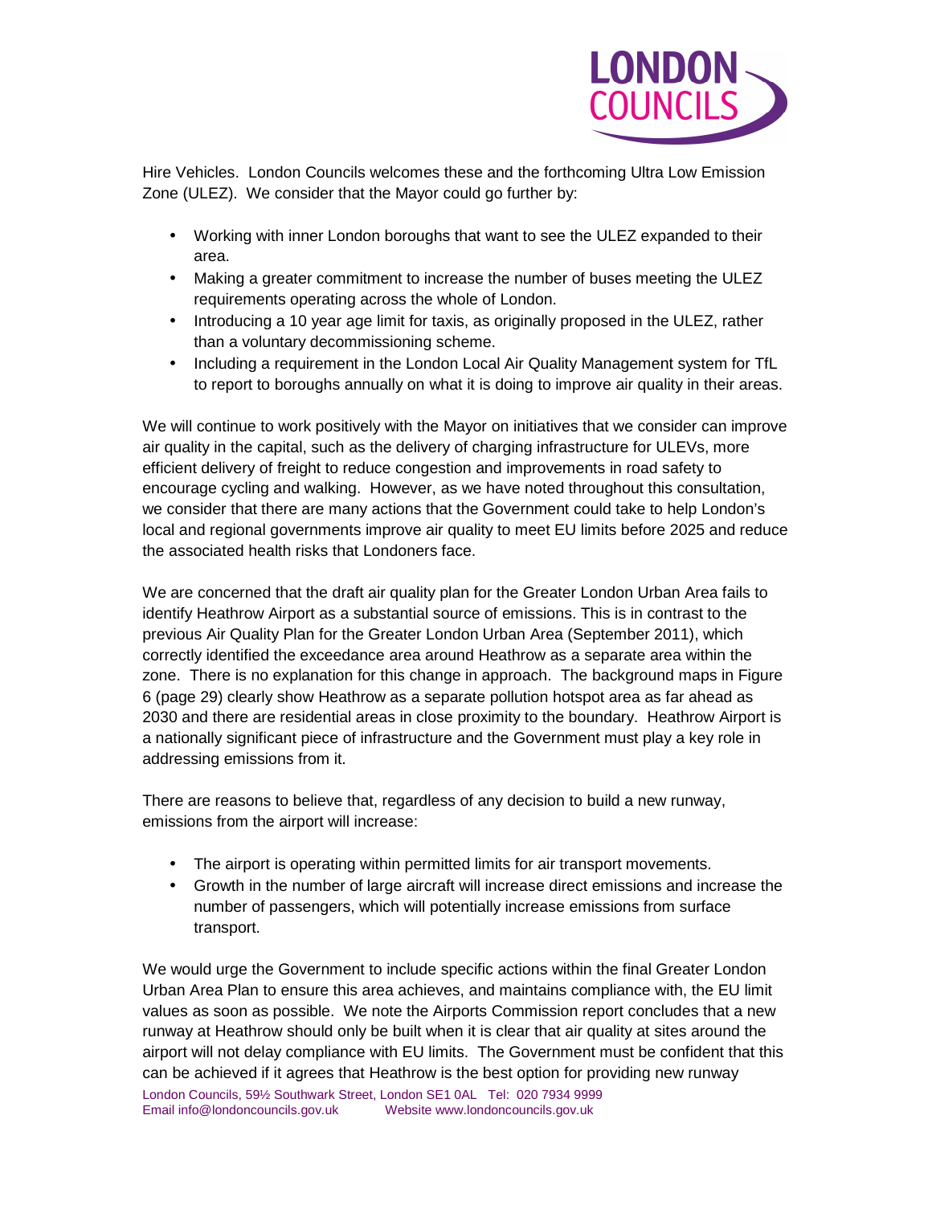Hire Vehicles. London Councils welcomes these and the forthcoming Ultra Low Emission Zone (ULEZ). We consider that the Mayor could go further by:

- Working with inner London boroughs that want to see the ULEZ expanded to their area.
- Making a greater commitment to increase the number of buses meeting the ULEZ requirements operating across the whole of London.
- Introducing a 10 year age limit for taxis, as originally proposed in the ULEZ, rather than a voluntary decommissioning scheme.
- Including a requirement in the London Local Air Quality Management system for TfL to report to boroughs annually on what it is doing to improve air quality in their areas.

We will continue to work positively with the Mayor on initiatives that we consider can improve air quality in the capital, such as the delivery of charging infrastructure for ULEVs, more efficient delivery of freight to reduce congestion and improvements in road safety to encourage cycling and walking. However, as we have noted throughout this consultation, we consider that there are many actions that the Government could take to help London's local and regional governments improve air quality to meet EU limits before 2025 and reduce the associated health risks that Londoners face.

We are concerned that the draft air quality plan for the Greater London Urban Area fails to identify Heathrow Airport as a substantial source of emissions. This is in contrast to the previous Air Quality Plan for the Greater London Urban Area (September 2011), which correctly identified the exceedance area around Heathrow as a separate area within the zone. There is no explanation for this change in approach. The background maps in Figure 6 (page 29) clearly show Heathrow as a separate pollution hotspot area as far ahead as 2030 and there are residential areas in close proximity to the boundary. Heathrow Airport is a nationally significant piece of infrastructure and the Government must play a key role in addressing emissions from it.

There are reasons to believe that, regardless of any decision to build a new runway, emissions from the airport will increase:

- The airport is operating within permitted limits for air transport movements.
- Growth in the number of large aircraft will increase direct emissions and increase the number of passengers, which will potentially increase emissions from surface transport.

We would urge the Government to include specific actions within the final Greater London Urban Area Plan to ensure this area achieves, and maintains compliance with, the EU limit values as soon as possible. We note the Airports Commission report concludes that a new runway at Heathrow should only be built when it is clear that air quality at sites around the airport will not delay compliance with EU limits. The Government must be confident that this can be achieved if it agrees that Heathrow is the best option for providing new runway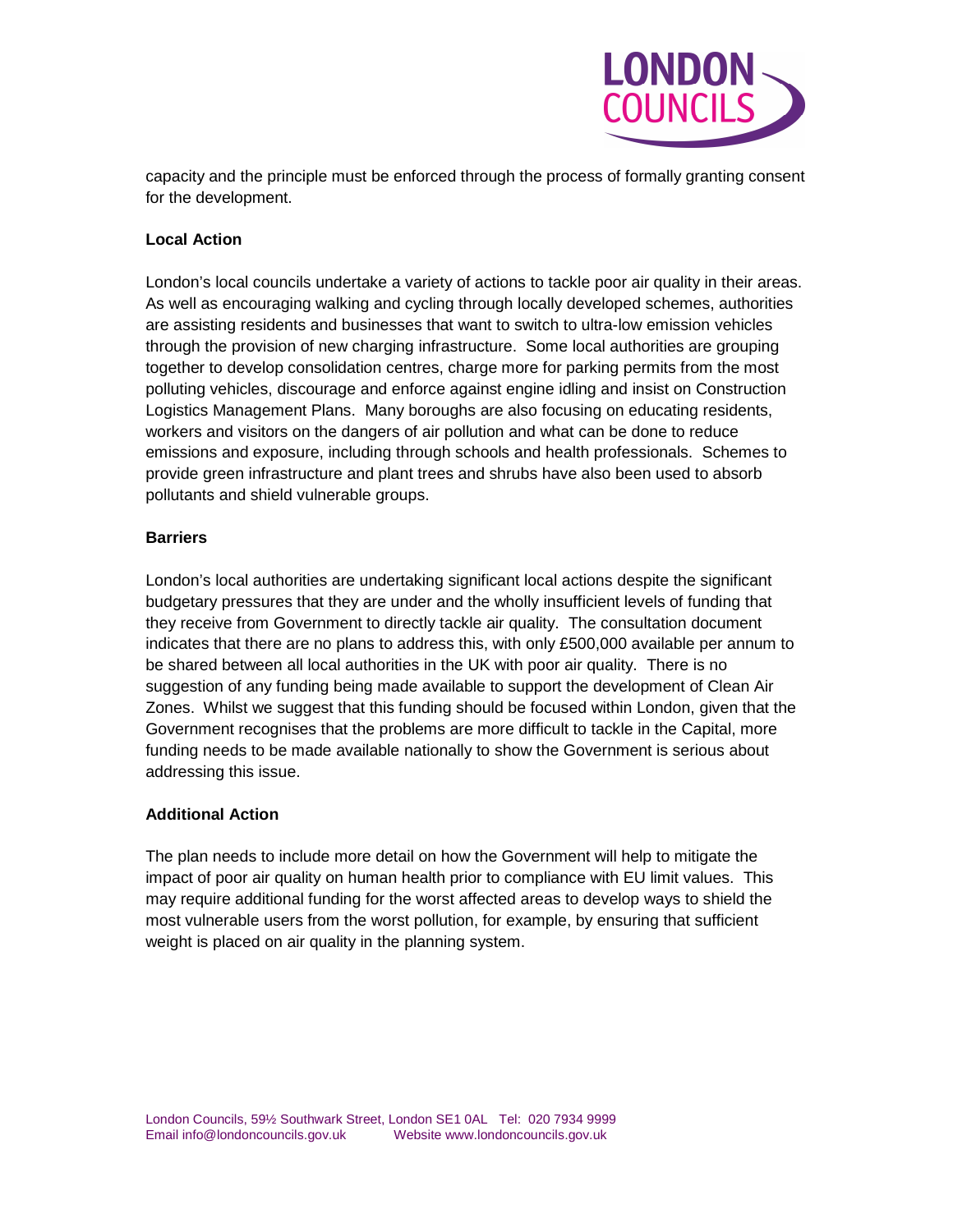capacity and the principle must be enforced through the process of formally granting consent for the development.

**Local Action**

London's local councils undertake a variety of actions to tackle poor air quality in their areas. As well as encouraging walking and cycling through locally developed schemes, authorities are assisting residents and businesses that want to switch to ultra-low emission vehicles through the provision of new charging infrastructure. Some local authorities are grouping together to develop consolidation centres, charge more for parking permits from the most polluting vehicles, discourage and enforce against engine idling and insist on Construction Logistics Management Plans. Many boroughs are also focusing on educating residents, workers and visitors on the dangers of air pollution and what can be done to reduce emissions and exposure, including through schools and health professionals. Schemes to provide green infrastructure and plant trees and shrubs have also been used to absorb pollutants and shield vulnerable groups.

**Barriers**

London's local authorities are undertaking significant local actions despite the significant budgetary pressures that they are under and the wholly insufficient levels of funding that they receive from Government to directly tackle air quality. The consultation document indicates that there are no plans to address this, with only £500,000 available per annum to be shared between all local authorities in the UK with poor air quality. There is no suggestion of any funding being made available to support the development of Clean Air Zones. Whilst we suggest that this funding should be focused within London, given that the Government recognises that the problems are more difficult to tackle in the Capital, more funding needs to be made available nationally to show the Government is serious about addressing this issue.

**Additional Action**

The plan needs to include more detail on how the Government will help to mitigate the impact of poor air quality on human health prior to compliance with EU limit values. This may require additional funding for the worst affected areas to develop ways to shield the most vulnerable users from the worst pollution, for example, by ensuring that sufficient weight is placed on air quality in the planning system.